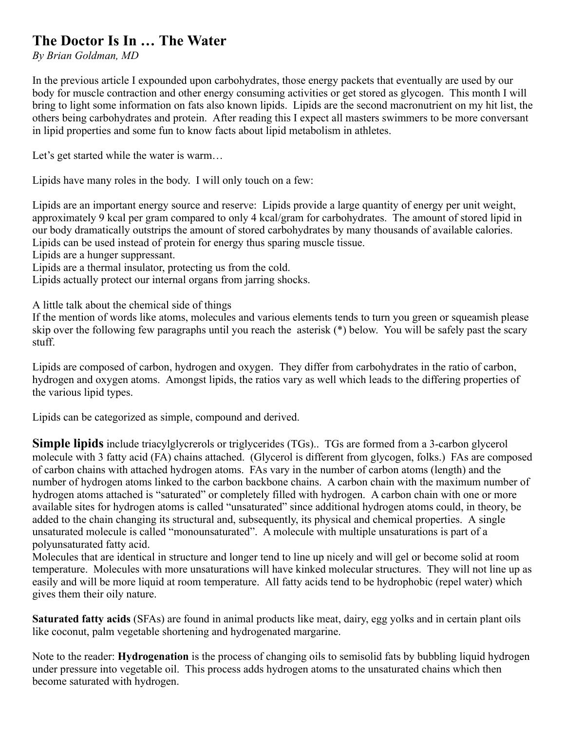# The Doctor Is In … The Water

*By Brian Goldman, MD*

In the previous article I expounded upon carbohydrates, those energy packets that eventually are used by our body for muscle contraction and other energy consuming activities or get stored as glycogen. This month I will bring to light some information on fats also known lipids. Lipids are the second macronutrient on my hit list, the others being carbohydrates and protein. After reading this I expect all masters swimmers to be more conversant in lipid properties and some fun to know facts about lipid metabolism in athletes.

Let's get started while the water is warm…

Lipids have many roles in the body. I will only touch on a few:

Lipids are an important energy source and reserve: Lipids provide a large quantity of energy per unit weight, approximately 9 kcal per gram compared to only 4 kcal/gram for carbohydrates. The amount of stored lipid in our body dramatically outstrips the amount of stored carbohydrates by many thousands of available calories.
Lipids can be used instead of protein for energy thus sparing muscle tissue.
Lipids are a hunger suppressant.
Lipids are a thermal insulator, protecting us from the cold.
Lipids actually protect our internal organs from jarring shocks.

A little talk about the chemical side of things
If the mention of words like atoms, molecules and various elements tends to turn you green or squeamish please skip over the following few paragraphs until you reach the asterisk (*) below. You will be safely past the scary stuff.

Lipids are composed of carbon, hydrogen and oxygen. They differ from carbohydrates in the ratio of carbon, hydrogen and oxygen atoms. Amongst lipids, the ratios vary as well which leads to the differing properties of the various lipid types.

Lipids can be categorized as simple, compound and derived.

**Simple lipids** include triacylglycrerols or triglycerides (TGs).. TGs are formed from a 3-carbon glycerol molecule with 3 fatty acid (FA) chains attached. (Glycerol is different from glycogen, folks.) FAs are composed of carbon chains with attached hydrogen atoms. FAs vary in the number of carbon atoms (length) and the number of hydrogen atoms linked to the carbon backbone chains. A carbon chain with the maximum number of hydrogen atoms attached is "saturated" or completely filled with hydrogen. A carbon chain with one or more available sites for hydrogen atoms is called "unsaturated" since additional hydrogen atoms could, in theory, be added to the chain changing its structural and, subsequently, its physical and chemical properties. A single unsaturated molecule is called "monounsaturated". A molecule with multiple unsaturations is part of a polyunsaturated fatty acid.
Molecules that are identical in structure and longer tend to line up nicely and will gel or become solid at room temperature. Molecules with more unsaturations will have kinked molecular structures. They will not line up as easily and will be more liquid at room temperature. All fatty acids tend to be hydrophobic (repel water) which gives them their oily nature.

**Saturated fatty acids** (SFAs) are found in animal products like meat, dairy, egg yolks and in certain plant oils like coconut, palm vegetable shortening and hydrogenated margarine.

Note to the reader: **Hydrogenation** is the process of changing oils to semisolid fats by bubbling liquid hydrogen under pressure into vegetable oil. This process adds hydrogen atoms to the unsaturated chains which then become saturated with hydrogen.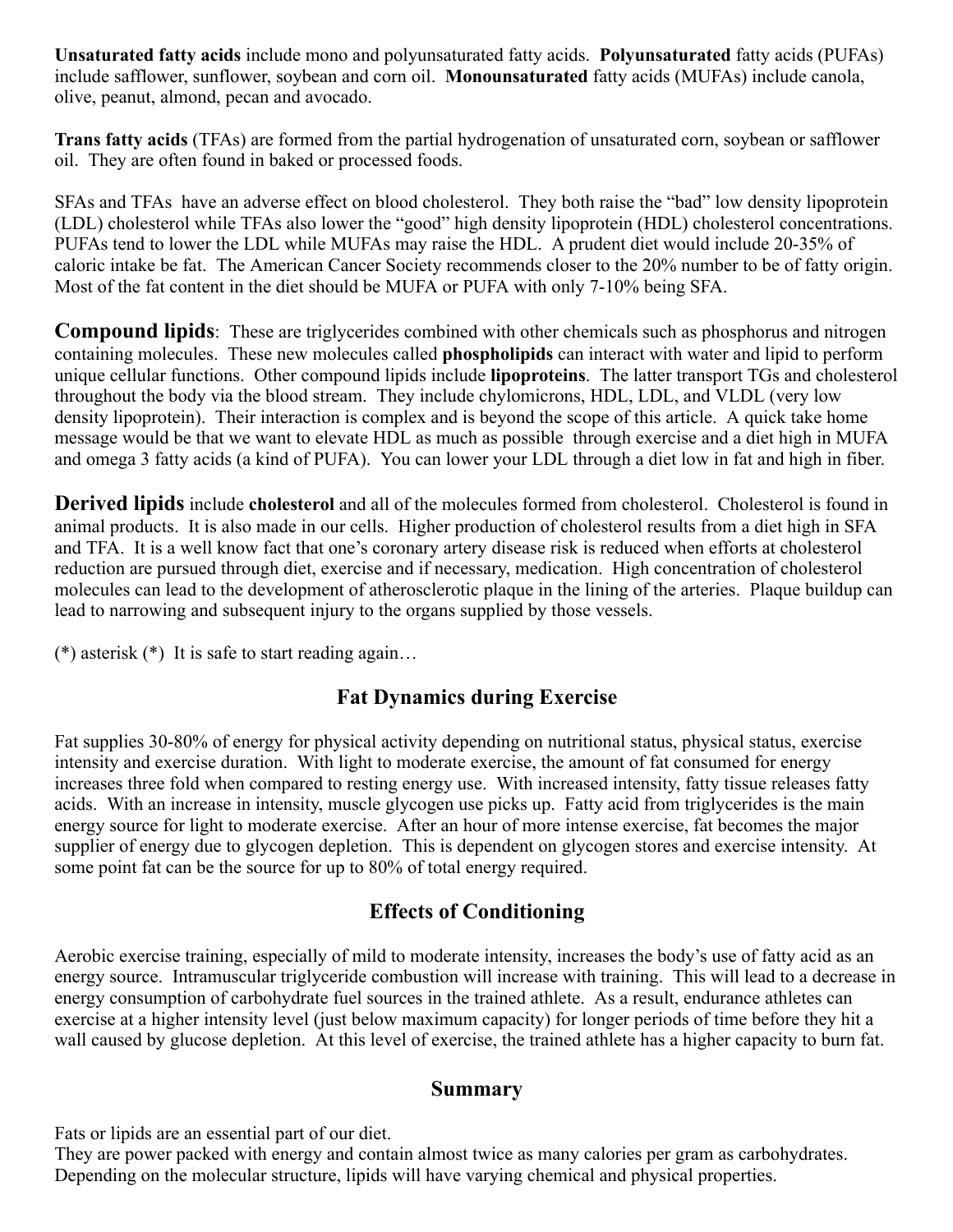**Unsaturated fatty acids** include mono and polyunsaturated fatty acids. **Polyunsaturated** fatty acids (PUFAs) include safflower, sunflower, soybean and corn oil. **Monounsaturated** fatty acids (MUFAs) include canola, olive, peanut, almond, pecan and avocado.

**Trans fatty acids** (TFAs) are formed from the partial hydrogenation of unsaturated corn, soybean or safflower oil. They are often found in baked or processed foods.

SFAs and TFAs have an adverse effect on blood cholesterol. They both raise the "bad" low density lipoprotein (LDL) cholesterol while TFAs also lower the "good" high density lipoprotein (HDL) cholesterol concentrations. PUFAs tend to lower the LDL while MUFAs may raise the HDL. A prudent diet would include 20-35% of caloric intake be fat. The American Cancer Society recommends closer to the 20% number to be of fatty origin. Most of the fat content in the diet should be MUFA or PUFA with only 7-10% being SFA.

**Compound lipids**: These are triglycerides combined with other chemicals such as phosphorus and nitrogen containing molecules. These new molecules called **phospholipids** can interact with water and lipid to perform unique cellular functions. Other compound lipids include **lipoproteins**. The latter transport TGs and cholesterol throughout the body via the blood stream. They include chylomicrons, HDL, LDL, and VLDL (very low density lipoprotein). Their interaction is complex and is beyond the scope of this article. A quick take home message would be that we want to elevate HDL as much as possible through exercise and a diet high in MUFA and omega 3 fatty acids (a kind of PUFA). You can lower your LDL through a diet low in fat and high in fiber.

**Derived lipids** include **cholesterol** and all of the molecules formed from cholesterol. Cholesterol is found in animal products. It is also made in our cells. Higher production of cholesterol results from a diet high in SFA and TFA. It is a well know fact that one's coronary artery disease risk is reduced when efforts at cholesterol reduction are pursued through diet, exercise and if necessary, medication. High concentration of cholesterol molecules can lead to the development of atherosclerotic plaque in the lining of the arteries. Plaque buildup can lead to narrowing and subsequent injury to the organs supplied by those vessels.

(*) asterisk (*) It is safe to start reading again…

## Fat Dynamics during Exercise

Fat supplies 30-80% of energy for physical activity depending on nutritional status, physical status, exercise intensity and exercise duration. With light to moderate exercise, the amount of fat consumed for energy increases three fold when compared to resting energy use. With increased intensity, fatty tissue releases fatty acids. With an increase in intensity, muscle glycogen use picks up. Fatty acid from triglycerides is the main energy source for light to moderate exercise. After an hour of more intense exercise, fat becomes the major supplier of energy due to glycogen depletion. This is dependent on glycogen stores and exercise intensity. At some point fat can be the source for up to 80% of total energy required.

## Effects of Conditioning

Aerobic exercise training, especially of mild to moderate intensity, increases the body's use of fatty acid as an energy source. Intramuscular triglyceride combustion will increase with training. This will lead to a decrease in energy consumption of carbohydrate fuel sources in the trained athlete. As a result, endurance athletes can exercise at a higher intensity level (just below maximum capacity) for longer periods of time before they hit a wall caused by glucose depletion. At this level of exercise, the trained athlete has a higher capacity to burn fat.

## Summary

Fats or lipids are an essential part of our diet.
They are power packed with energy and contain almost twice as many calories per gram as carbohydrates.
Depending on the molecular structure, lipids will have varying chemical and physical properties.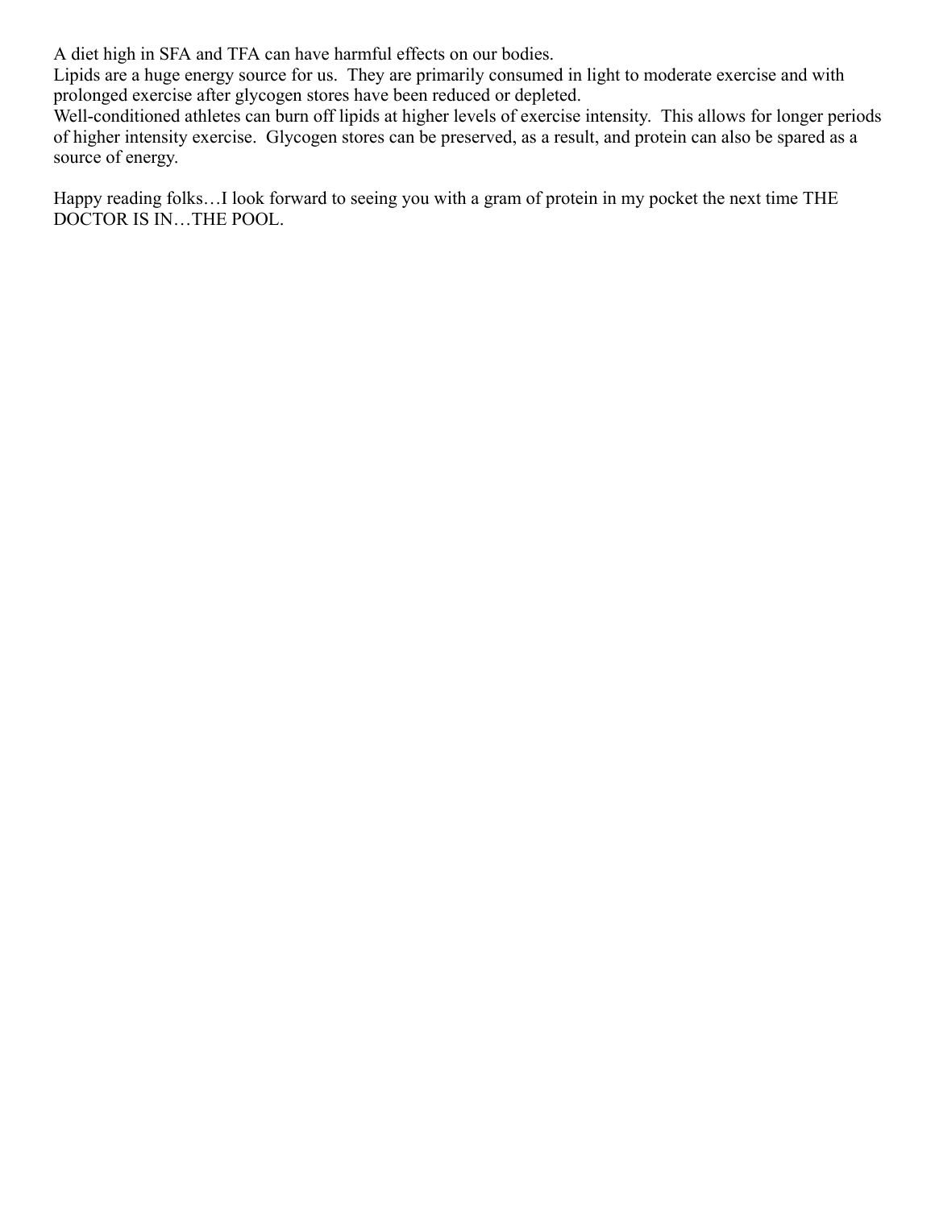A diet high in SFA and TFA can have harmful effects on our bodies.
Lipids are a huge energy source for us. They are primarily consumed in light to moderate exercise and with prolonged exercise after glycogen stores have been reduced or depleted.
Well-conditioned athletes can burn off lipids at higher levels of exercise intensity. This allows for longer periods of higher intensity exercise. Glycogen stores can be preserved, as a result, and protein can also be spared as a source of energy.

Happy reading folks…I look forward to seeing you with a gram of protein in my pocket the next time THE DOCTOR IS IN…THE POOL.